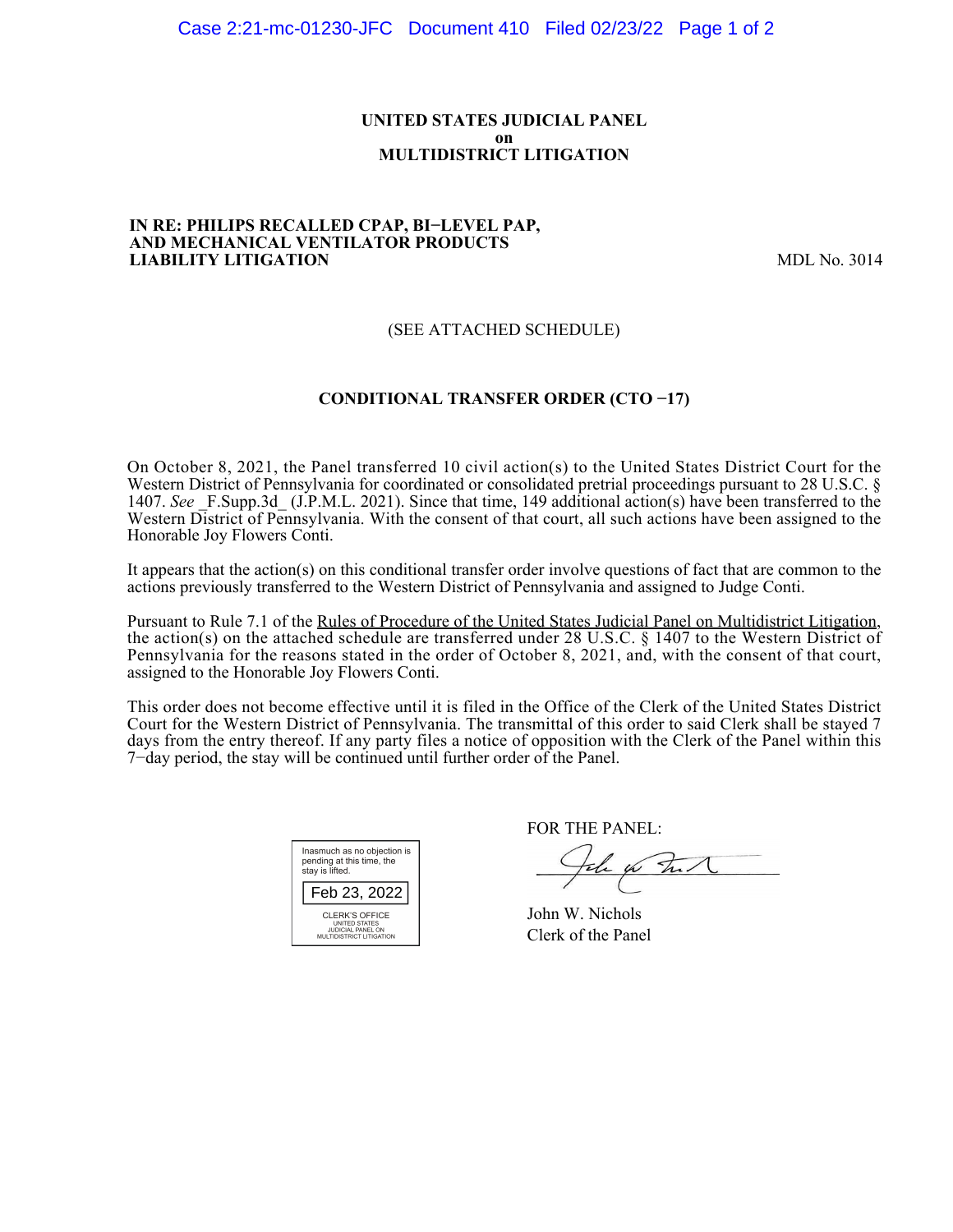**UNITED STATES JUDICIAL PANEL**
**on**
**MULTIDISTRICT LITIGATION**

**IN RE: PHILIPS RECALLED CPAP, BI−LEVEL PAP, AND MECHANICAL VENTILATOR PRODUCTS LIABILITY LITIGATION** — MDL No. 3014

(SEE ATTACHED SCHEDULE)

**CONDITIONAL TRANSFER ORDER (CTO −17)**

On October 8, 2021, the Panel transferred 10 civil action(s) to the United States District Court for the Western District of Pennsylvania for coordinated or consolidated pretrial proceedings pursuant to 28 U.S.C. § 1407. *See* _F.Supp.3d_ (J.P.M.L. 2021). Since that time, 149 additional action(s) have been transferred to the Western District of Pennsylvania. With the consent of that court, all such actions have been assigned to the Honorable Joy Flowers Conti.

It appears that the action(s) on this conditional transfer order involve questions of fact that are common to the actions previously transferred to the Western District of Pennsylvania and assigned to Judge Conti.

Pursuant to Rule 7.1 of the Rules of Procedure of the United States Judicial Panel on Multidistrict Litigation, the action(s) on the attached schedule are transferred under 28 U.S.C. § 1407 to the Western District of Pennsylvania for the reasons stated in the order of October 8, 2021, and, with the consent of that court, assigned to the Honorable Joy Flowers Conti.

This order does not become effective until it is filed in the Office of the Clerk of the United States District Court for the Western District of Pennsylvania. The transmittal of this order to said Clerk shall be stayed 7 days from the entry thereof. If any party files a notice of opposition with the Clerk of the Panel within this 7−day period, the stay will be continued until further order of the Panel.

Inasmuch as no objection is pending at this time, the stay is lifted.

Feb 23, 2022

CLERK'S OFFICE
UNITED STATES
JUDICIAL PANEL ON
MULTIDISTRICT LITIGATION

FOR THE PANEL:

John W. Nichols
Clerk of the Panel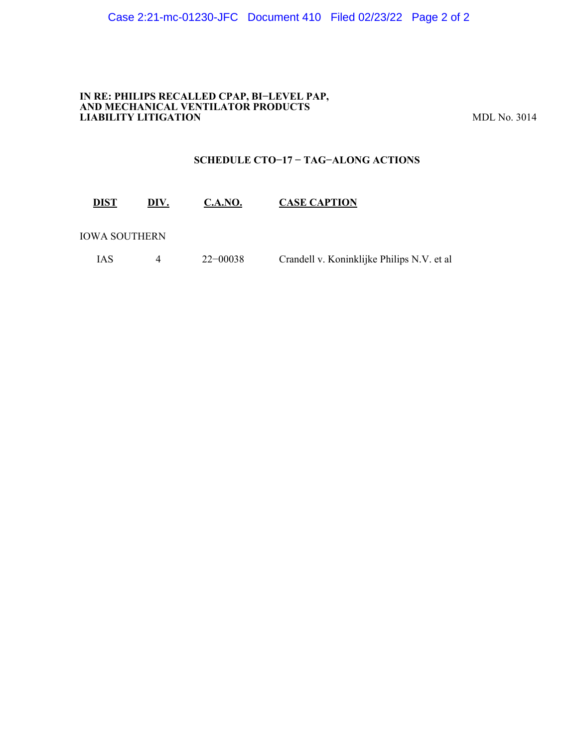**IN RE: PHILIPS RECALLED CPAP, BI−LEVEL PAP, AND MECHANICAL VENTILATOR PRODUCTS LIABILITY LITIGATION**

MDL No. 3014

## SCHEDULE CTO−17 − TAG−ALONG ACTIONS

| DIST | DIV. | C.A.NO. | CASE CAPTION |
|---|---|---|---|
| IOWA SOUTHERN | | | |
| IAS | 4 | 22−00038 | Crandell v. Koninklijke Philips N.V. et al |